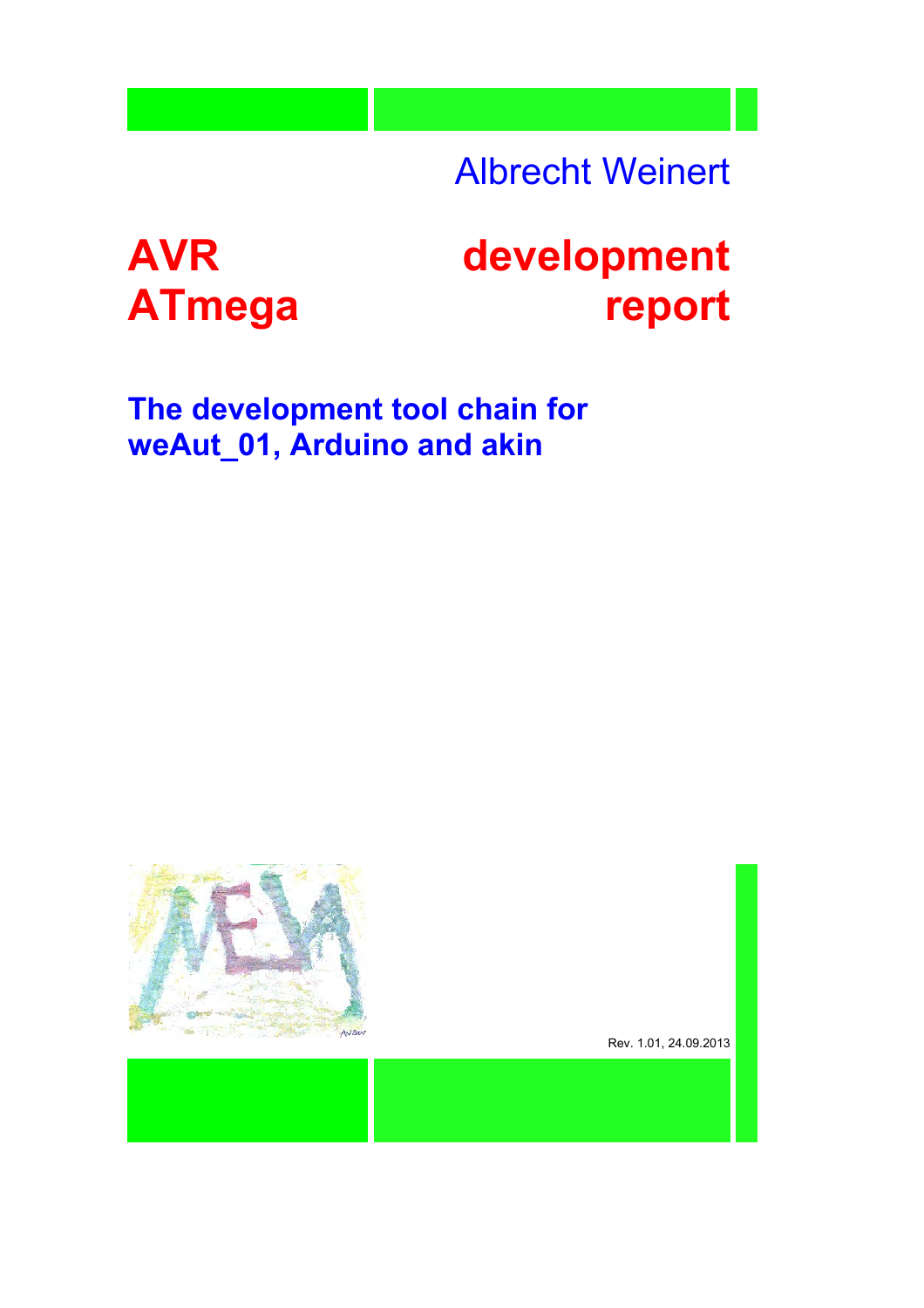Albrecht Weinert

# AVR ATmega development report

## The development tool chain for weAut_01, Arduino and akin

Rev. 1.01, 24.09.2013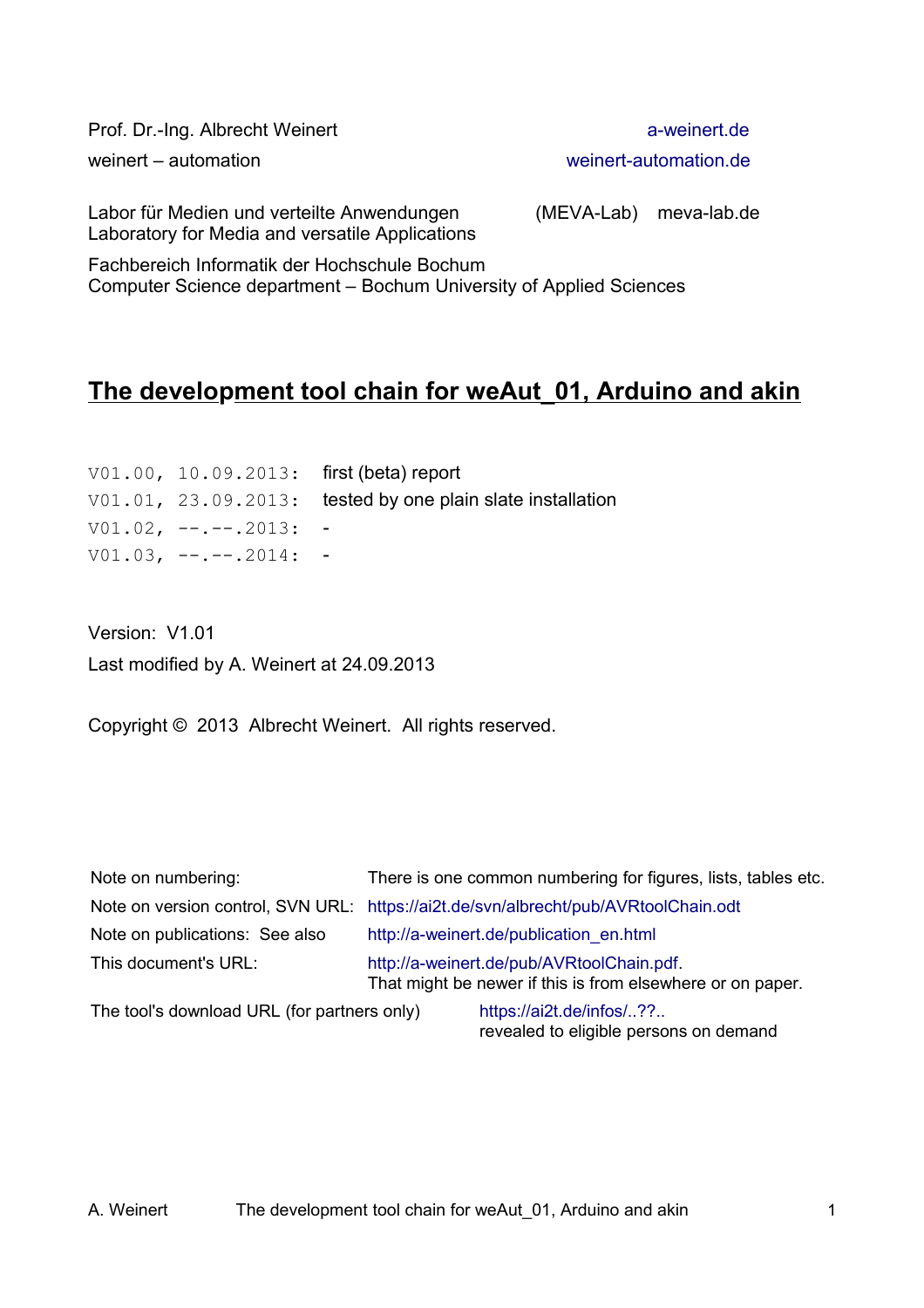Prof. Dr.-Ing. Albrecht Weinert | a-weinert.de

weinert – automation | weinert-automation.de

Labor für Medien und verteilte Anwendungen (MEVA-Lab) meva-lab.de
Laboratory for Media and versatile Applications

Fachbereich Informatik der Hochschule Bochum
Computer Science department – Bochum University of Applied Sciences

# The development tool chain for weAut_01, Arduino and akin

| | |
|---|---|
| `V01.00, 10.09.2013:` | first (beta) report |
| `V01.01, 23.09.2013:` | tested by one plain slate installation |
| `V01.02, --.--.2013:` | - |
| `V01.03, --.--.2014:` | - |

Version: V1.01

Last modified by A. Weinert at 24.09.2013

Copyright © 2013 Albrecht Weinert. All rights reserved.

| | |
|---|---|
| Note on numbering: | There is one common numbering for figures, lists, tables etc. |
| Note on version control, SVN URL: | https://ai2t.de/svn/albrecht/pub/AVRtoolChain.odt |
| Note on publications: See also | http://a-weinert.de/publication_en.html |
| This document's URL: | http://a-weinert.de/pub/AVRtoolChain.pdf. That might be newer if this is from elsewhere or on paper. |
| The tool's download URL (for partners only) | https://ai2t.de/infos/..??.. revealed to eligible persons on demand |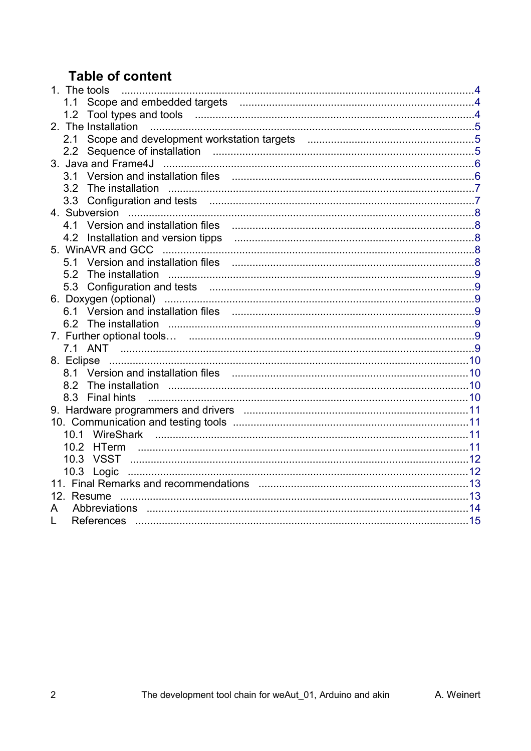## Table of content

1. The tools ....................................................................................................... 4
   - 1.1 Scope and embedded targets ............................................................... 4
   - 1.2 Tool types and tools .............................................................................. 4
2. The Installation ............................................................................................. 5
   - 2.1 Scope and development workstation targets ........................................ 5
   - 2.2 Sequence of installation ........................................................................ 5
3. Java and Frame4J ........................................................................................ 6
   - 3.1 Version and installation files ................................................................. 6
   - 3.2 The installation ...................................................................................... 7
   - 3.3 Configuration and tests ......................................................................... 7
4. Subversion ..................................................................................................... 8
   - 4.1 Version and installation files ................................................................. 8
   - 4.2 Installation and version tipps ................................................................ 8
5. WinAVR and GCC ......................................................................................... 8
   - 5.1 Version and installation files ................................................................. 8
   - 5.2 The installation ...................................................................................... 9
   - 5.3 Configuration and tests ......................................................................... 9
6. Doxygen (optional) ........................................................................................ 9
   - 6.1 Version and installation files ................................................................. 9
   - 6.2 The installation ...................................................................................... 9
7. Further optional tools… ................................................................................ 9
   - 7.1 ANT ....................................................................................................... 9
8. Eclipse ......................................................................................................... 10
   - 8.1 Version and installation files ............................................................... 10
   - 8.2 The installation .................................................................................... 10
   - 8.3 Final hints ............................................................................................ 10
9. Hardware programmers and drivers ............................................................ 11
10. Communication and testing tools ............................................................... 11
    - 10.1 WireShark .......................................................................................... 11
    - 10.2 HTerm ................................................................................................ 11
    - 10.3 VSST ................................................................................................. 12
    - 10.3 Logic .................................................................................................. 12
11. Final Remarks and recommendations ....................................................... 13
12. Resume ...................................................................................................... 13

A Abbreviations ................................................................................................ 14

L References .................................................................................................... 15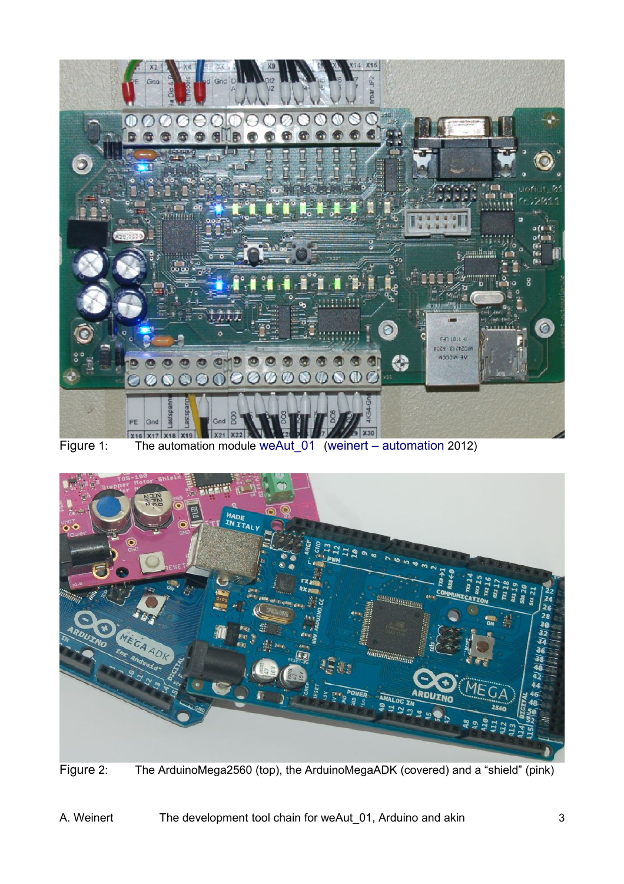Figure 1: The automation module weAut_01 (weinert – automation 2012)

Figure 2: The ArduinoMega2560 (top), the ArduinoMegaADK (covered) and a “shield” (pink)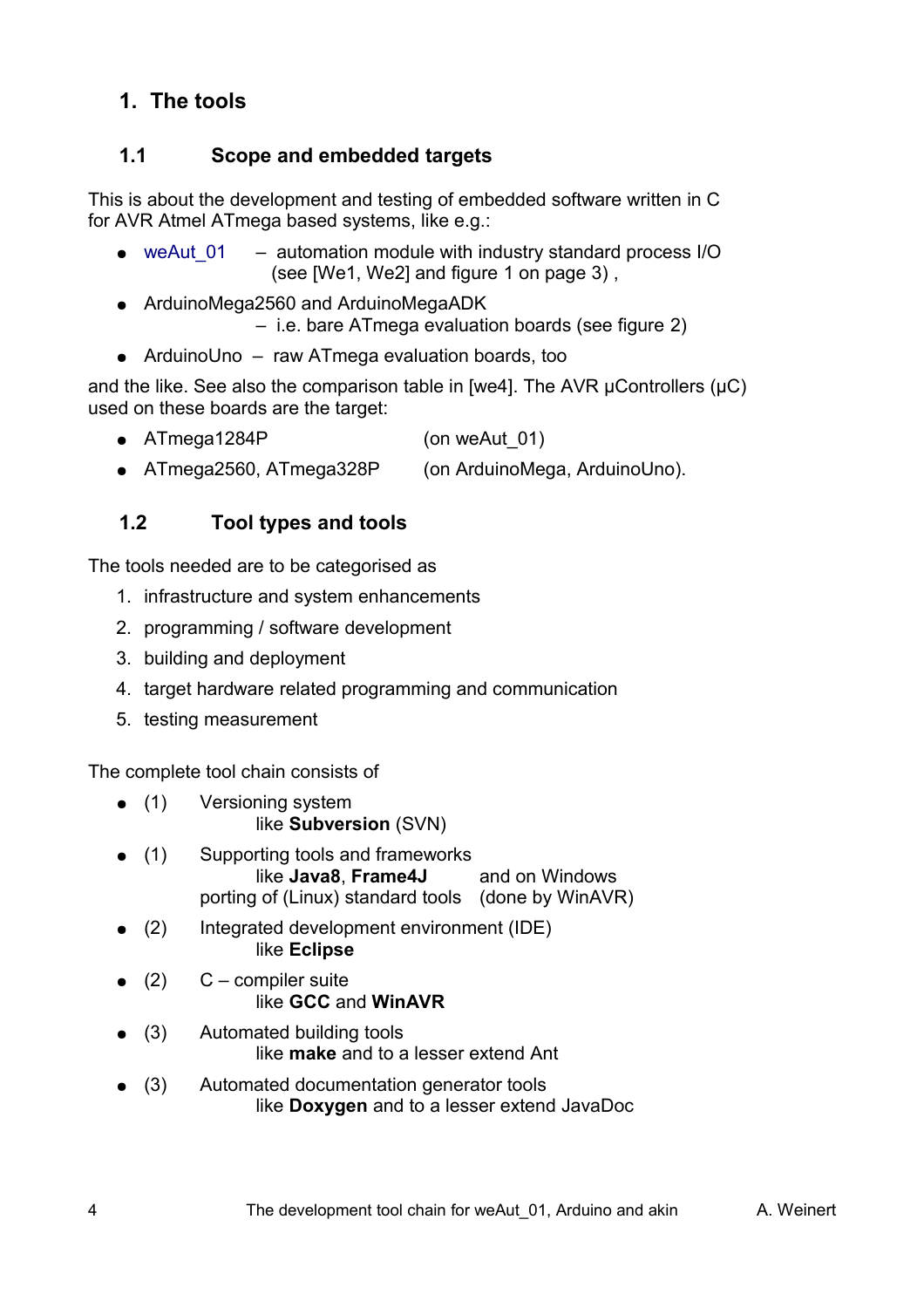# 1. The tools

## 1.1 Scope and embedded targets

This is about the development and testing of embedded software written in C for AVR Atmel ATmega based systems, like e.g.:

- weAut_01 – automation module with industry standard process I/O (see [We1, We2] and figure 1 on page 3) ,
- ArduinoMega2560 and ArduinoMegaADK – i.e. bare ATmega evaluation boards (see figure 2)
- ArduinoUno – raw ATmega evaluation boards, too

and the like. See also the comparison table in [we4]. The AVR µControllers (µC) used on these boards are the target:

- ATmega1284P (on weAut_01)
- ATmega2560, ATmega328P (on ArduinoMega, ArduinoUno).

## 1.2 Tool types and tools

The tools needed are to be categorised as

1. infrastructure and system enhancements
2. programming / software development
3. building and deployment
4. target hardware related programming and communication
5. testing measurement

The complete tool chain consists of

- (1) Versioning system
  like **Subversion** (SVN)
- (1) Supporting tools and frameworks
  like **Java8**, **Frame4J** and on Windows
  porting of (Linux) standard tools (done by WinAVR)
- (2) Integrated development environment (IDE)
  like **Eclipse**
- (2) C – compiler suite
  like **GCC** and **WinAVR**
- (3) Automated building tools
  like **make** and to a lesser extend Ant
- (3) Automated documentation generator tools
  like **Doxygen** and to a lesser extend JavaDoc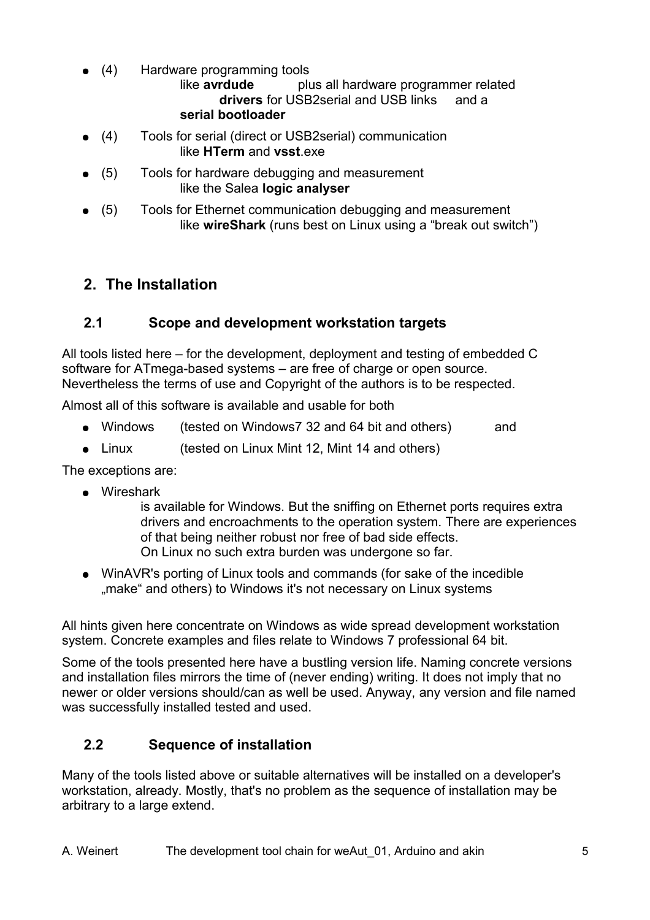- (4) Hardware programming tools
  like **avrdude** plus all hardware programmer related **drivers** for USB2serial and USB links and a **serial bootloader**
- (4) Tools for serial (direct or USB2serial) communication
  like **HTerm** and **vsst**.exe
- (5) Tools for hardware debugging and measurement
  like the Salea **logic analyser**
- (5) Tools for Ethernet communication debugging and measurement
  like **wireShark** (runs best on Linux using a “break out switch”)

## 2. The Installation

### 2.1 Scope and development workstation targets

All tools listed here – for the development, deployment and testing of embedded C software for ATmega-based systems – are free of charge or open source. Nevertheless the terms of use and Copyright of the authors is to be respected.

Almost all of this software is available and usable for both

- Windows (tested on Windows7 32 and 64 bit and others) and
- Linux (tested on Linux Mint 12, Mint 14 and others)

The exceptions are:

- Wireshark
  is available for Windows. But the sniffing on Ethernet ports requires extra drivers and encroachments to the operation system. There are experiences of that being neither robust nor free of bad side effects.
  On Linux no such extra burden was undergone so far.
- WinAVR's porting of Linux tools and commands (for sake of the incedible „make“ and others) to Windows it's not necessary on Linux systems

All hints given here concentrate on Windows as wide spread development workstation system. Concrete examples and files relate to Windows 7 professional 64 bit.

Some of the tools presented here have a bustling version life. Naming concrete versions and installation files mirrors the time of (never ending) writing. It does not imply that no newer or older versions should/can as well be used. Anyway, any version and file named was successfully installed tested and used.

### 2.2 Sequence of installation

Many of the tools listed above or suitable alternatives will be installed on a developer's workstation, already. Mostly, that's no problem as the sequence of installation may be arbitrary to a large extend.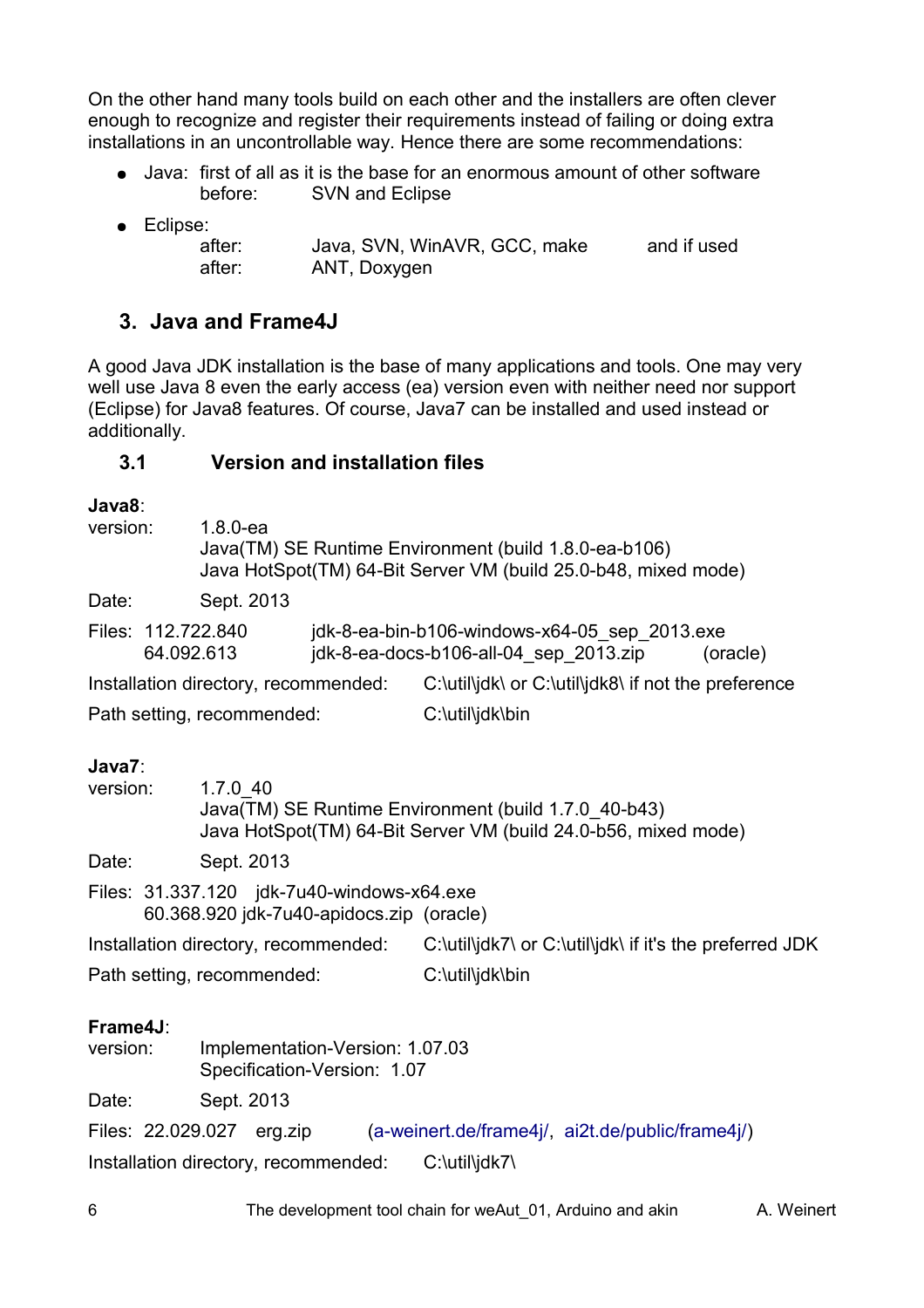On the other hand many tools build on each other and the installers are often clever enough to recognize and register their requirements instead of failing or doing extra installations in an uncontrollable way. Hence there are some recommendations:

- Java: first of all as it is the base for an enormous amount of other software
  before: SVN and Eclipse
- Eclipse:
  after: Java, SVN, WinAVR, GCC, make and if used
  after: ANT, Doxygen

## 3. Java and Frame4J

A good Java JDK installation is the base of many applications and tools. One may very well use Java 8 even the early access (ea) version even with neither need nor support (Eclipse) for Java8 features. Of course, Java7 can be installed and used instead or additionally.

### 3.1 Version and installation files

**Java8**:

version: 1.8.0-ea
Java(TM) SE Runtime Environment (build 1.8.0-ea-b106)
Java HotSpot(TM) 64-Bit Server VM (build 25.0-b48, mixed mode)

Date: Sept. 2013

Files: 112.722.840 jdk-8-ea-bin-b106-windows-x64-05_sep_2013.exe
64.092.613 jdk-8-ea-docs-b106-all-04_sep_2013.zip (oracle)

Installation directory, recommended: C:\util\jdk\ or C:\util\jdk8\ if not the preference

Path setting, recommended: C:\util\jdk\bin

**Java7**:

version: 1.7.0_40
Java(TM) SE Runtime Environment (build 1.7.0_40-b43)
Java HotSpot(TM) 64-Bit Server VM (build 24.0-b56, mixed mode)

Date: Sept. 2013

Files: 31.337.120 jdk-7u40-windows-x64.exe
60.368.920 jdk-7u40-apidocs.zip (oracle)

Installation directory, recommended: C:\util\jdk7\ or C:\util\jdk\ if it's the preferred JDK

Path setting, recommended: C:\util\jdk\bin

**Frame4J**:

version: Implementation-Version: 1.07.03
Specification-Version: 1.07

Date: Sept. 2013

Files: 22.029.027 erg.zip (a-weinert.de/frame4j/, ai2t.de/public/frame4j/)

Installation directory, recommended: C:\util\jdk7\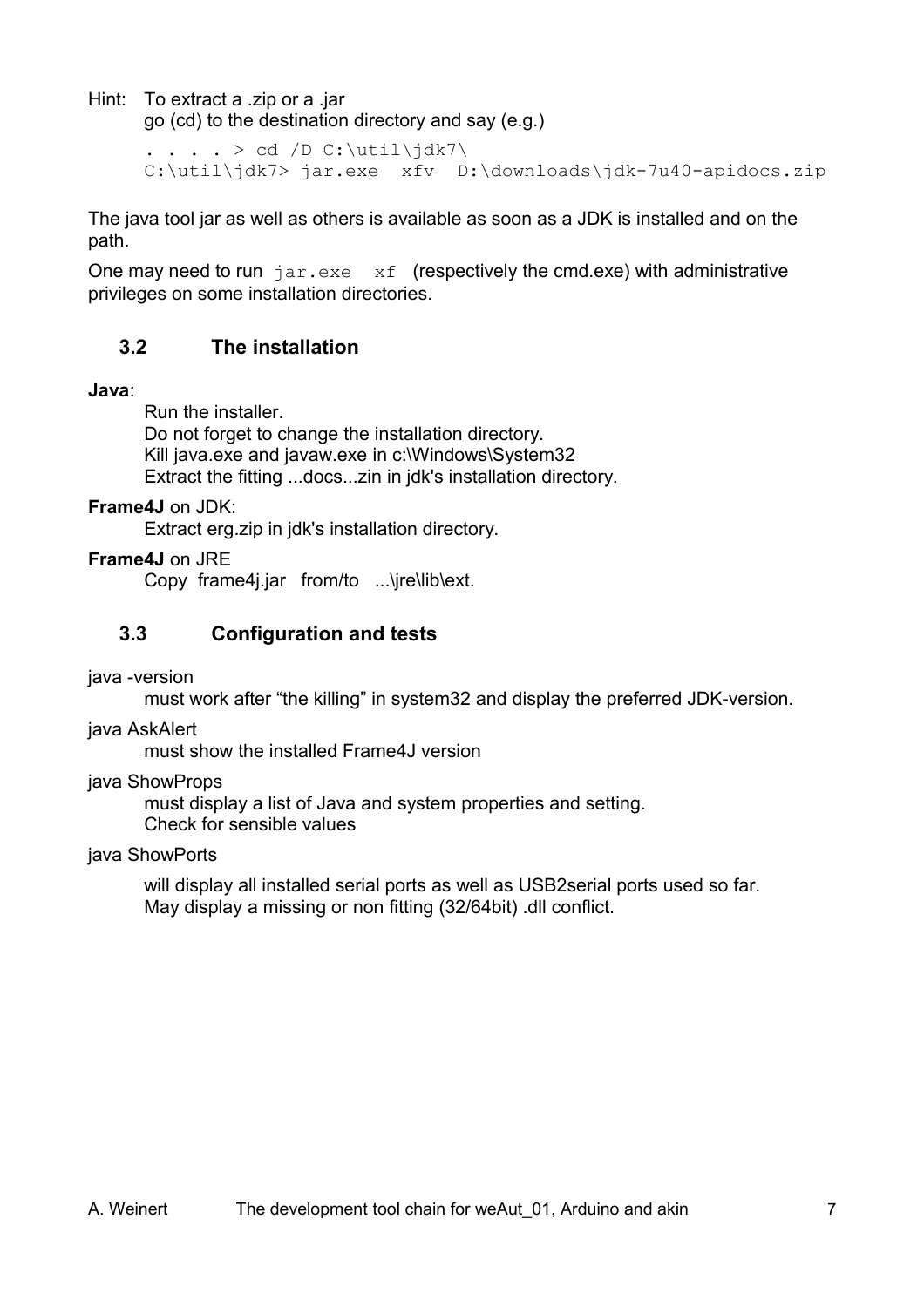Hint: To extract a .zip or a .jar
go (cd) to the destination directory and say (e.g.)

```
. . . . > cd /D C:\util\jdk7\
C:\util\jdk7> jar.exe  xfv  D:\downloads\jdk-7u40-apidocs.zip
```

The java tool jar as well as others is available as soon as a JDK is installed and on the path.

One may need to run `jar.exe  xf` (respectively the cmd.exe) with administrative privileges on some installation directories.

## 3.2 The installation

**Java**:

Run the installer.
Do not forget to change the installation directory.
Kill java.exe and javaw.exe in c:\Windows\System32
Extract the fitting ...docs...zin in jdk's installation directory.

**Frame4J** on JDK:

Extract erg.zip in jdk's installation directory.

**Frame4J** on JRE

Copy frame4j.jar from/to ...\jre\lib\ext.

## 3.3 Configuration and tests

java -version

must work after “the killing” in system32 and display the preferred JDK-version.

java AskAlert

must show the installed Frame4J version

java ShowProps

must display a list of Java and system properties and setting.
Check for sensible values

java ShowPorts

will display all installed serial ports as well as USB2serial ports used so far.
May display a missing or non fitting (32/64bit) .dll conflict.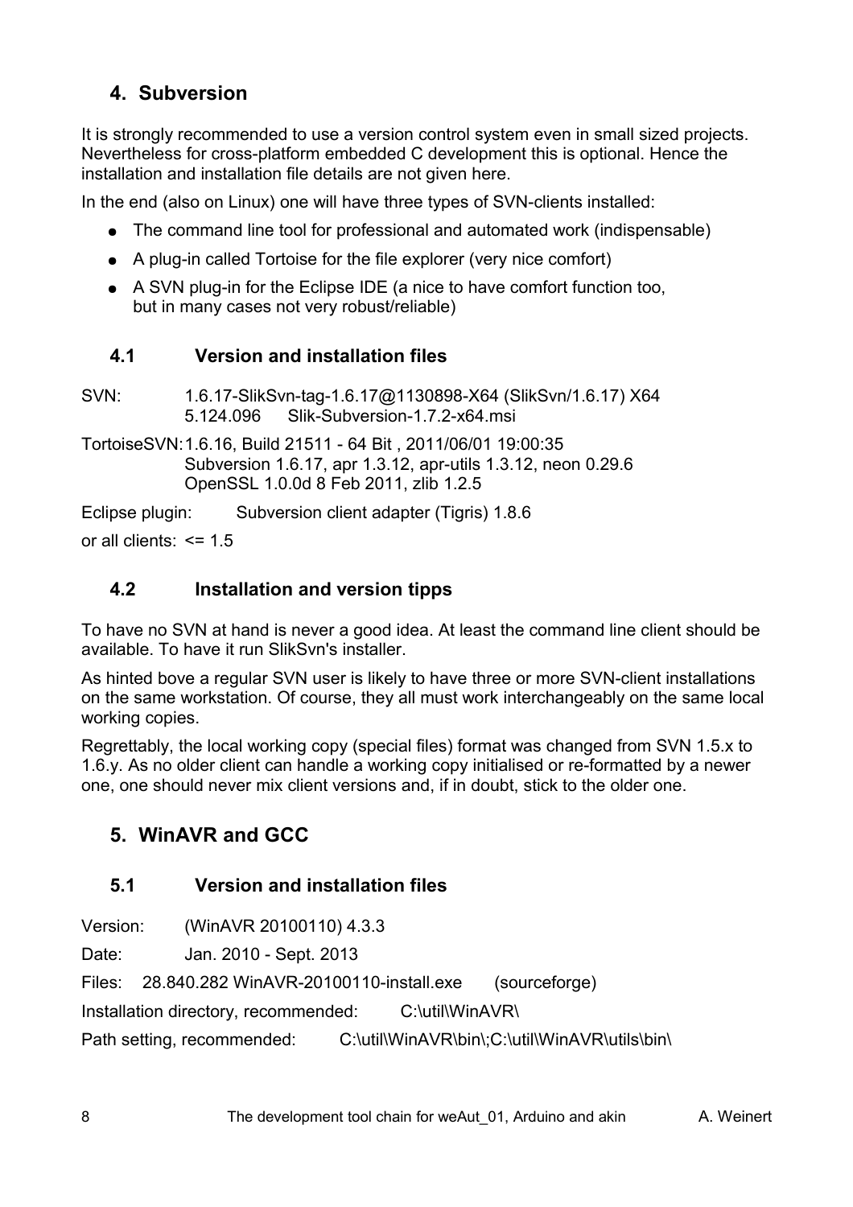## 4. Subversion

It is strongly recommended to use a version control system even in small sized projects. Nevertheless for cross-platform embedded C development this is optional. Hence the installation and installation file details are not given here.

In the end (also on Linux) one will have three types of SVN-clients installed:

- The command line tool for professional and automated work (indispensable)
- A plug-in called Tortoise for the file explorer (very nice comfort)
- A SVN plug-in for the Eclipse IDE (a nice to have comfort function too, but in many cases not very robust/reliable)

### 4.1 Version and installation files

SVN: 1.6.17-SlikSvn-tag-1.6.17@1130898-X64 (SlikSvn/1.6.17) X64
5.124.096 Slik-Subversion-1.7.2-x64.msi

TortoiseSVN: 1.6.16, Build 21511 - 64 Bit , 2011/06/01 19:00:35
Subversion 1.6.17, apr 1.3.12, apr-utils 1.3.12, neon 0.29.6
OpenSSL 1.0.0d 8 Feb 2011, zlib 1.2.5

Eclipse plugin: Subversion client adapter (Tigris) 1.8.6

or all clients: <= 1.5

### 4.2 Installation and version tipps

To have no SVN at hand is never a good idea. At least the command line client should be available. To have it run SlikSvn's installer.

As hinted bove a regular SVN user is likely to have three or more SVN-client installations on the same workstation. Of course, they all must work interchangeably on the same local working copies.

Regrettably, the local working copy (special files) format was changed from SVN 1.5.x to 1.6.y. As no older client can handle a working copy initialised or re-formatted by a newer one, one should never mix client versions and, if in doubt, stick to the older one.

## 5. WinAVR and GCC

### 5.1 Version and installation files

Version: (WinAVR 20100110) 4.3.3

Date: Jan. 2010 - Sept. 2013

Files: 28.840.282 WinAVR-20100110-install.exe (sourceforge)

Installation directory, recommended: C:\util\WinAVR\

Path setting, recommended: C:\util\WinAVR\bin\;C:\util\WinAVR\utils\bin\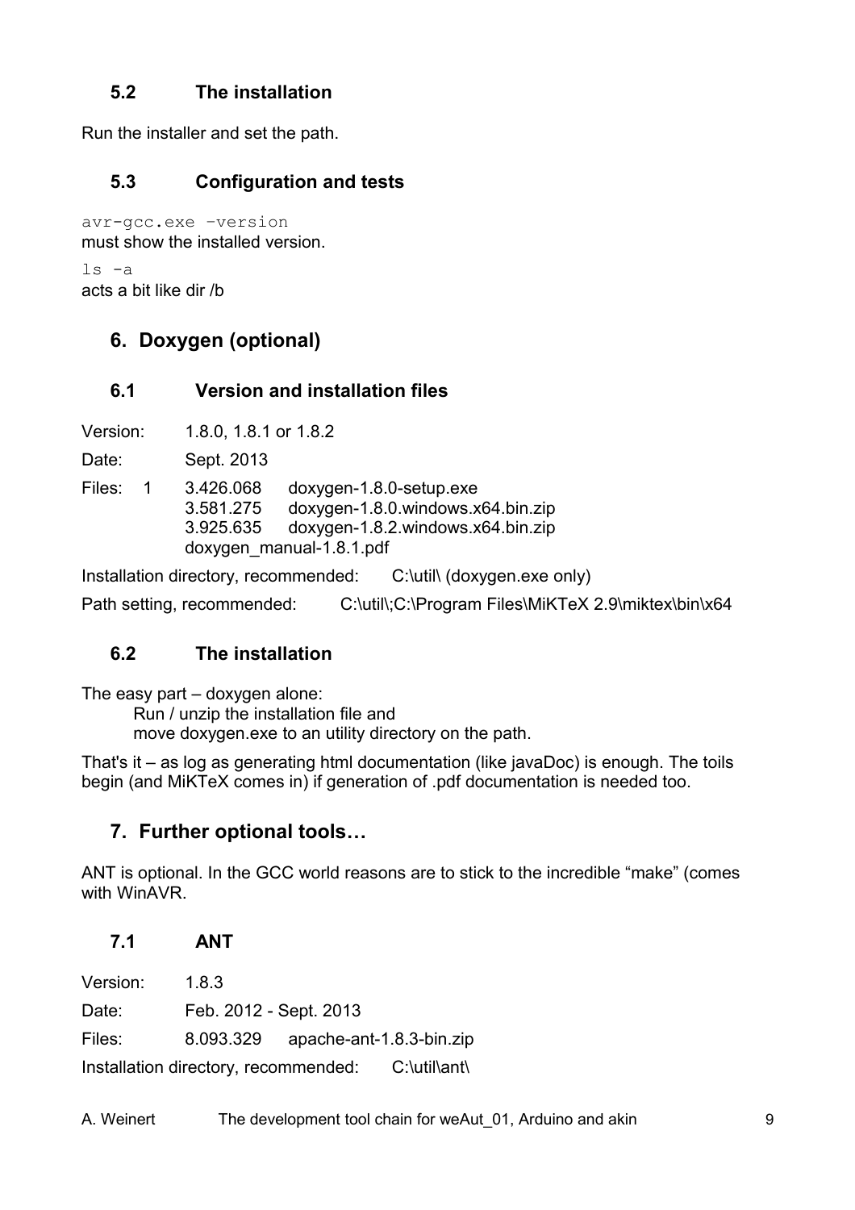### 5.2 The installation

Run the installer and set the path.

### 5.3 Configuration and tests

```
avr-gcc.exe –version
```
must show the installed version.

```
ls -a
```
acts a bit like dir /b

## 6. Doxygen (optional)

### 6.1 Version and installation files

Version: 1.8.0, 1.8.1 or 1.8.2

Date: Sept. 2013

Files: 1 3.426.068 doxygen-1.8.0-setup.exe
3.581.275 doxygen-1.8.0.windows.x64.bin.zip
3.925.635 doxygen-1.8.2.windows.x64.bin.zip
doxygen_manual-1.8.1.pdf

Installation directory, recommended: C:\util\ (doxygen.exe only)

Path setting, recommended: C:\util\;C:\Program Files\MiKTeX 2.9\miktex\bin\x64

### 6.2 The installation

The easy part – doxygen alone:
Run / unzip the installation file and
move doxygen.exe to an utility directory on the path.

That's it – as log as generating html documentation (like javaDoc) is enough. The toils begin (and MiKTeX comes in) if generation of .pdf documentation is needed too.

## 7. Further optional tools…

ANT is optional. In the GCC world reasons are to stick to the incredible “make” (comes with WinAVR.

### 7.1 ANT

Version: 1.8.3

Date: Feb. 2012 - Sept. 2013

Files: 8.093.329 apache-ant-1.8.3-bin.zip

Installation directory, recommended: C:\util\ant\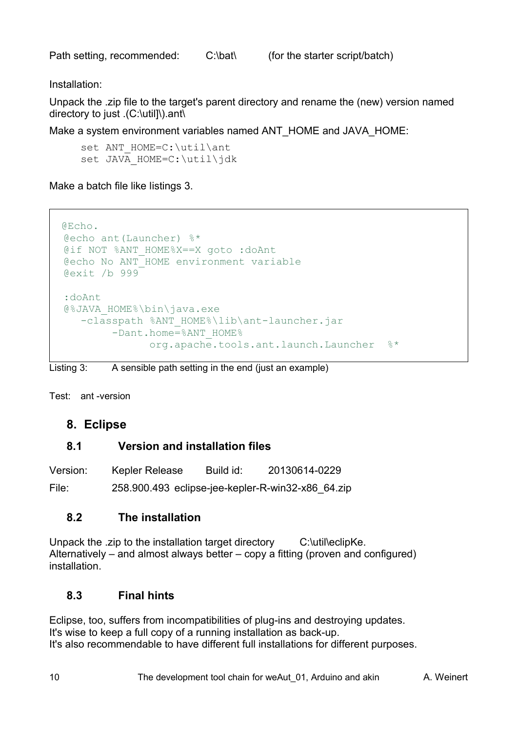Path setting, recommended: C:\bat\ (for the starter script/batch)

Installation:

Unpack the .zip file to the target's parent directory and rename the (new) version named directory to just .(C:\util]\).ant\

Make a system environment variables named ANT_HOME and JAVA_HOME:

```
set ANT_HOME=C:\util\ant
set JAVA_HOME=C:\util\jdk
```

Make a batch file like listings 3.

```
@Echo.
@echo ant(Launcher) %*
@if NOT %ANT_HOME%X==X goto :doAnt
@echo No ANT_HOME environment variable
@exit /b 999

:doAnt
@%JAVA_HOME%\bin\java.exe
   -classpath %ANT_HOME%\lib\ant-launcher.jar
        -Dant.home=%ANT_HOME%
              org.apache.tools.ant.launch.Launcher  %*
```

Listing 3: A sensible path setting in the end (just an example)

Test: ant -version

## 8. Eclipse

### 8.1 Version and installation files

Version: Kepler Release Build id: 20130614-0229

File: 258.900.493 eclipse-jee-kepler-R-win32-x86_64.zip

### 8.2 The installation

Unpack the .zip to the installation target directory C:\util\eclipKe.
Alternatively – and almost always better – copy a fitting (proven and configured) installation.

### 8.3 Final hints

Eclipse, too, suffers from incompatibilities of plug-ins and destroying updates.
It's wise to keep a full copy of a running installation as back-up.
It's also recommendable to have different full installations for different purposes.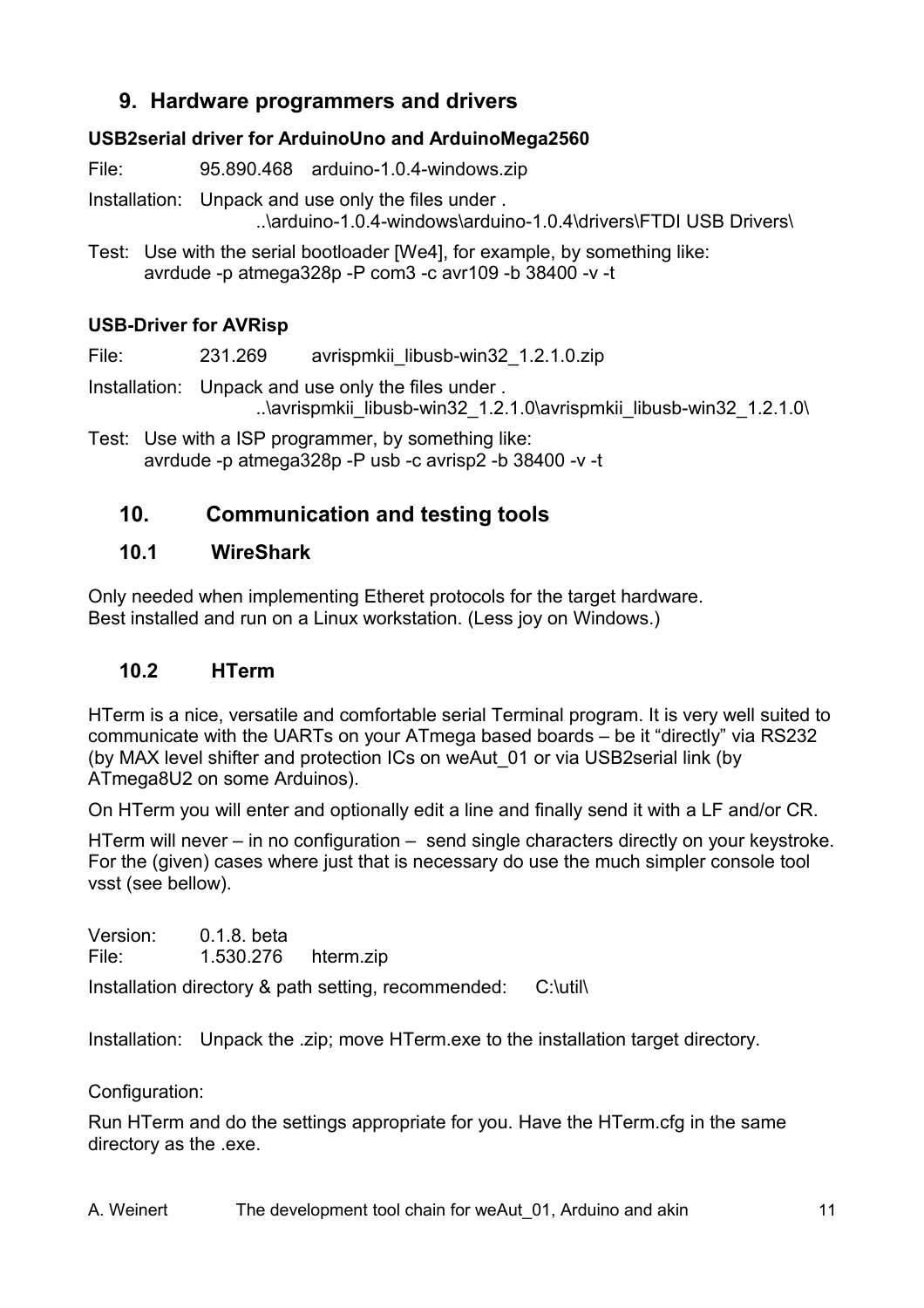## 9. Hardware programmers and drivers

**USB2serial driver for ArduinoUno and ArduinoMega2560**

File: 95.890.468 arduino-1.0.4-windows.zip

Installation: Unpack and use only the files under .
..\arduino-1.0.4-windows\arduino-1.0.4\drivers\FTDI USB Drivers\

Test: Use with the serial bootloader [We4], for example, by something like:
avrdude -p atmega328p -P com3 -c avr109 -b 38400 -v -t

**USB-Driver for AVRisp**

File: 231.269 avrispmkii_libusb-win32_1.2.1.0.zip

Installation: Unpack and use only the files under .
..\avrispmkii_libusb-win32_1.2.1.0\avrispmkii_libusb-win32_1.2.1.0\

Test: Use with a ISP programmer, by something like:
avrdude -p atmega328p -P usb -c avrisp2 -b 38400 -v -t

## 10. Communication and testing tools

### 10.1 WireShark

Only needed when implementing Etheret protocols for the target hardware.
Best installed and run on a Linux workstation. (Less joy on Windows.)

### 10.2 HTerm

HTerm is a nice, versatile and comfortable serial Terminal program. It is very well suited to communicate with the UARTs on your ATmega based boards – be it "directly" via RS232 (by MAX level shifter and protection ICs on weAut_01 or via USB2serial link (by ATmega8U2 on some Arduinos).

On HTerm you will enter and optionally edit a line and finally send it with a LF and/or CR.

HTerm will never – in no configuration – send single characters directly on your keystroke. For the (given) cases where just that is necessary do use the much simpler console tool vsst (see bellow).

Version: 0.1.8. beta
File: 1.530.276 hterm.zip

Installation directory & path setting, recommended: C:\util\

Installation: Unpack the .zip; move HTerm.exe to the installation target directory.

Configuration:

Run HTerm and do the settings appropriate for you. Have the HTerm.cfg in the same directory as the .exe.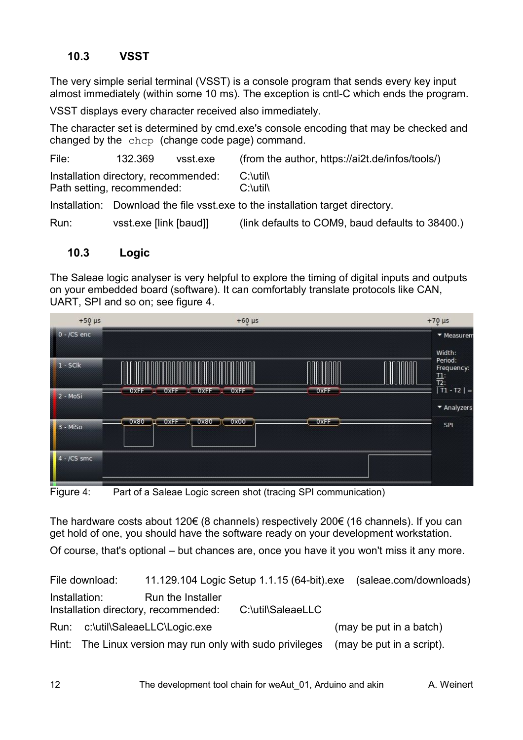## 10.3 VSST

The very simple serial terminal (VSST) is a console program that sends every key input almost immediately (within some 10 ms). The exception is cntl-C which ends the program.

VSST displays every character received also immediately.

The character set is determined by cmd.exe's console encoding that may be checked and changed by the `chcp` (change code page) command.

File: 132.369 vsst.exe (from the author, https://ai2t.de/infos/tools/)

Installation directory, recommended: C:\util\
Path setting, recommended: C:\util\

Installation: Download the file vsst.exe to the installation target directory.

Run: vsst.exe [link [baud]] (link defaults to COM9, baud defaults to 38400.)

## 10.3 Logic

The Saleae logic analyser is very helpful to explore the timing of digital inputs and outputs on your embedded board (software). It can comfortably translate protocols like CAN, UART, SPI and so on; see figure 4.

Figure 4: Part of a Saleae Logic screen shot (tracing SPI communication)

The hardware costs about 120€ (8 channels) respectively 200€ (16 channels). If you can get hold of one, you should have the software ready on your development workstation.

Of course, that's optional – but chances are, once you have it you won't miss it any more.

File download: 11.129.104 Logic Setup 1.1.15 (64-bit).exe (saleae.com/downloads)

Installation: Run the Installer
Installation directory, recommended: C:\util\SaleaeLLC

Run: c:\util\SaleaeLLC\Logic.exe (may be put in a batch)

Hint: The Linux version may run only with sudo privileges (may be put in a script).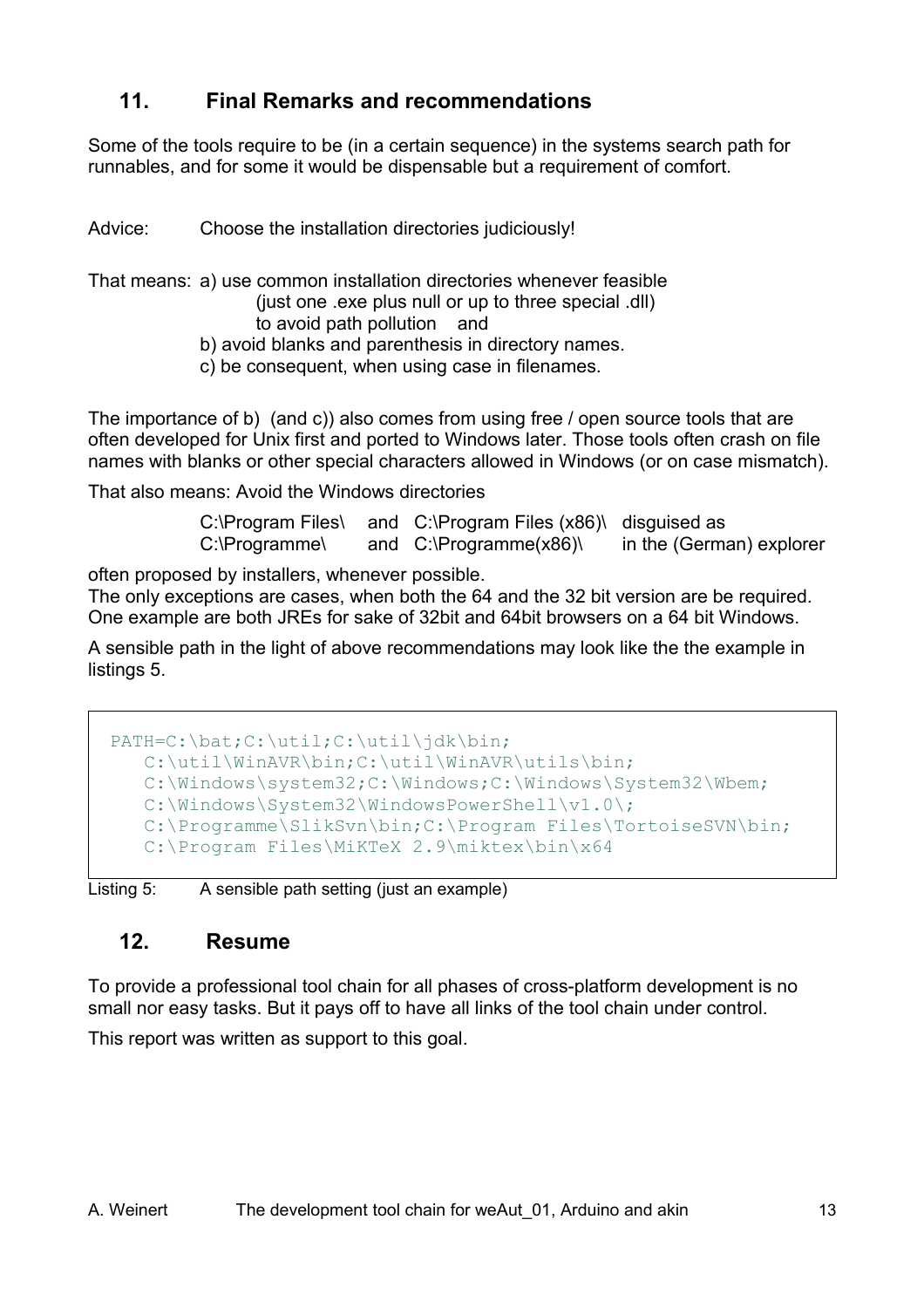## 11. Final Remarks and recommendations

Some of the tools require to be (in a certain sequence) in the systems search path for runnables, and for some it would be dispensable but a requirement of comfort.

Advice: Choose the installation directories judiciously!

That means: a) use common installation directories whenever feasible
(just one .exe plus null or up to three special .dll)
to avoid path pollution and
b) avoid blanks and parenthesis in directory names.
c) be consequent, when using case in filenames.

The importance of b) (and c)) also comes from using free / open source tools that are often developed for Unix first and ported to Windows later. Those tools often crash on file names with blanks or other special characters allowed in Windows (or on case mismatch).

That also means: Avoid the Windows directories

| | | | |
|---|---|---|---|
| C:\Program Files\ | and | C:\Program Files (x86)\ | disguised as |
| C:\Programme\ | and | C:\Programme(x86)\ | in the (German) explorer |

often proposed by installers, whenever possible.
The only exceptions are cases, when both the 64 and the 32 bit version are be required. One example are both JREs for sake of 32bit and 64bit browsers on a 64 bit Windows.

A sensible path in the light of above recommendations may look like the the example in listings 5.

```
PATH=C:\bat;C:\util;C:\util\jdk\bin;
   C:\util\WinAVR\bin;C:\util\WinAVR\utils\bin;
   C:\Windows\system32;C:\Windows;C:\Windows\System32\Wbem;
   C:\Windows\System32\WindowsPowerShell\v1.0\;
   C:\Programme\SlikSvn\bin;C:\Program Files\TortoiseSVN\bin;
   C:\Program Files\MiKTeX 2.9\miktex\bin\x64
```

Listing 5: A sensible path setting (just an example)

## 12. Resume

To provide a professional tool chain for all phases of cross-platform development is no small nor easy tasks. But it pays off to have all links of the tool chain under control.

This report was written as support to this goal.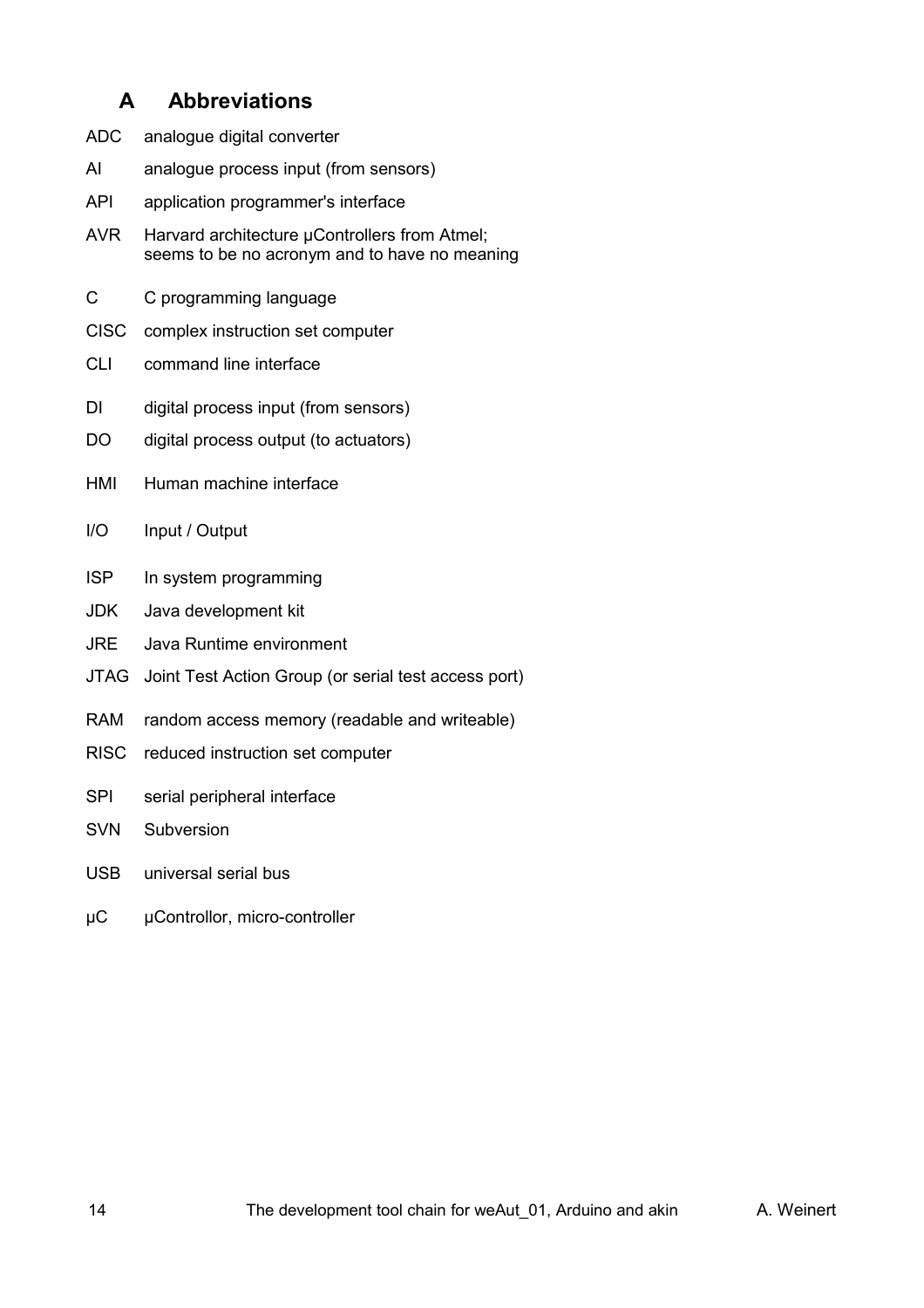# A Abbreviations

| | |
|---|---|
| ADC | analogue digital converter |
| AI | analogue process input (from sensors) |
| API | application programmer's interface |
| AVR | Harvard architecture µControllers from Atmel; seems to be no acronym and to have no meaning |
| C | C programming language |
| CISC | complex instruction set computer |
| CLI | command line interface |
| DI | digital process input (from sensors) |
| DO | digital process output (to actuators) |
| HMI | Human machine interface |
| I/O | Input / Output |
| ISP | In system programming |
| JDK | Java development kit |
| JRE | Java Runtime environment |
| JTAG | Joint Test Action Group (or serial test access port) |
| RAM | random access memory (readable and writeable) |
| RISC | reduced instruction set computer |
| SPI | serial peripheral interface |
| SVN | Subversion |
| USB | universal serial bus |
| µC | µControllor, micro-controller |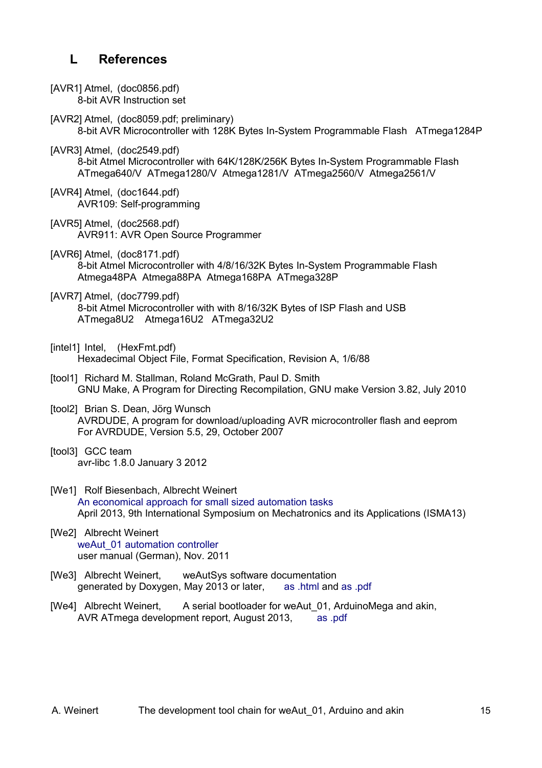## L References

[AVR1] Atmel, (doc0856.pdf)
8-bit AVR Instruction set

[AVR2] Atmel, (doc8059.pdf; preliminary)
8-bit AVR Microcontroller with 128K Bytes In-System Programmable Flash ATmega1284P

[AVR3] Atmel, (doc2549.pdf)
8-bit Atmel Microcontroller with 64K/128K/256K Bytes In-System Programmable Flash
ATmega640/V ATmega1280/V Atmega1281/V ATmega2560/V Atmega2561/V

[AVR4] Atmel, (doc1644.pdf)
AVR109: Self-programming

[AVR5] Atmel, (doc2568.pdf)
AVR911: AVR Open Source Programmer

[AVR6] Atmel, (doc8171.pdf)
8-bit Atmel Microcontroller with 4/8/16/32K Bytes In-System Programmable Flash
Atmega48PA Atmega88PA Atmega168PA ATmega328P

[AVR7] Atmel, (doc7799.pdf)
8-bit Atmel Microcontroller with with 8/16/32K Bytes of ISP Flash and USB
ATmega8U2 Atmega16U2 ATmega32U2

[intel1] Intel, (HexFmt.pdf)
Hexadecimal Object File, Format Specification, Revision A, 1/6/88

[tool1] Richard M. Stallman, Roland McGrath, Paul D. Smith
GNU Make, A Program for Directing Recompilation, GNU make Version 3.82, July 2010

[tool2] Brian S. Dean, Jörg Wunsch
AVRDUDE, A program for download/uploading AVR microcontroller flash and eeprom
For AVRDUDE, Version 5.5, 29, October 2007

[tool3] GCC team
avr-libc 1.8.0 January 3 2012

[We1] Rolf Biesenbach, Albrecht Weinert
An economical approach for small sized automation tasks
April 2013, 9th International Symposium on Mechatronics and its Applications (ISMA13)

[We2] Albrecht Weinert
weAut_01 automation controller
user manual (German), Nov. 2011

[We3] Albrecht Weinert, weAutSys software documentation
generated by Doxygen, May 2013 or later, as .html and as .pdf

[We4] Albrecht Weinert, A serial bootloader for weAut_01, ArduinoMega and akin,
AVR ATmega development report, August 2013, as .pdf